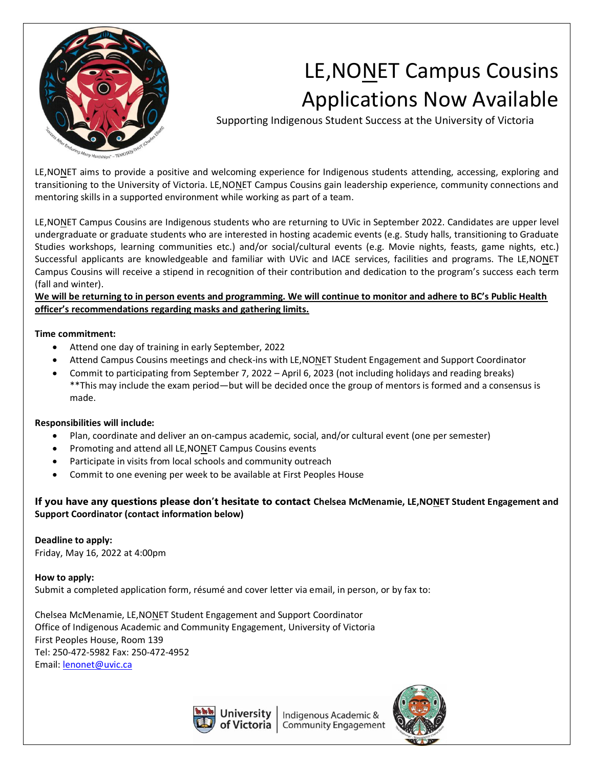# LE,NONET Campus Cousins Applications Now Available

Supporting Indigenous Student Success at the University of Victoria

LE,NONET aims to provide a positive and welcoming experience for Indigenous students attending, accessing, exploring and transitioning to the University of Victoria. LE,NONET Campus Cousins gain leadership experience, community connections and mentoring skills in a supported environment while working as part of a team.

LE,NONET Campus Cousins are Indigenous students who are returning to UVic in September 2022. Candidates are upper level undergraduate or graduate students who are interested in hosting academic events (e.g. Study halls, transitioning to Graduate Studies workshops, learning communities etc.) and/or social/cultural events (e.g. Movie nights, feasts, game nights, etc.) Successful applicants are knowledgeable and familiar with UVic and IACE services, facilities and programs. The LE,NONET Campus Cousins will receive a stipend in recognition of their contribution and dedication to the program's success each term (fall and winter).

**We will be returning to in person events and programming. We will continue to monitor and adhere to BC's Public Health officer's recommendations regarding masks and gathering limits.**

**Time commitment:**

- Attend one day of training in early September, 2022
- Attend Campus Cousins meetings and check-ins with LE,NONET Student Engagement and Support Coordinator
- Commit to participating from September 7, 2022 – April 6, 2023 (not including holidays and reading breaks) **This may include the exam period—but will be decided once the group of mentors is formed and a consensus is made.

**Responsibilities will include:**

- Plan, coordinate and deliver an on-campus academic, social, and/or cultural event (one per semester)
- Promoting and attend all LE,NONET Campus Cousins events
- Participate in visits from local schools and community outreach
- Commit to one evening per week to be available at First Peoples House

**If you have any questions please don't hesitate to contact Chelsea McMenamie, LE,NONET Student Engagement and Support Coordinator (contact information below)**

**Deadline to apply:**
Friday, May 16, 2022 at 4:00pm

**How to apply:**
Submit a completed application form, résumé and cover letter via email, in person, or by fax to:

Chelsea McMenamie, LE,NONET Student Engagement and Support Coordinator
Office of Indigenous Academic and Community Engagement, University of Victoria
First Peoples House, Room 139
Tel: 250-472-5982 Fax: 250-472-4952
Email: lenonet@uvic.ca

University of Victoria | Indigenous Academic & Community Engagement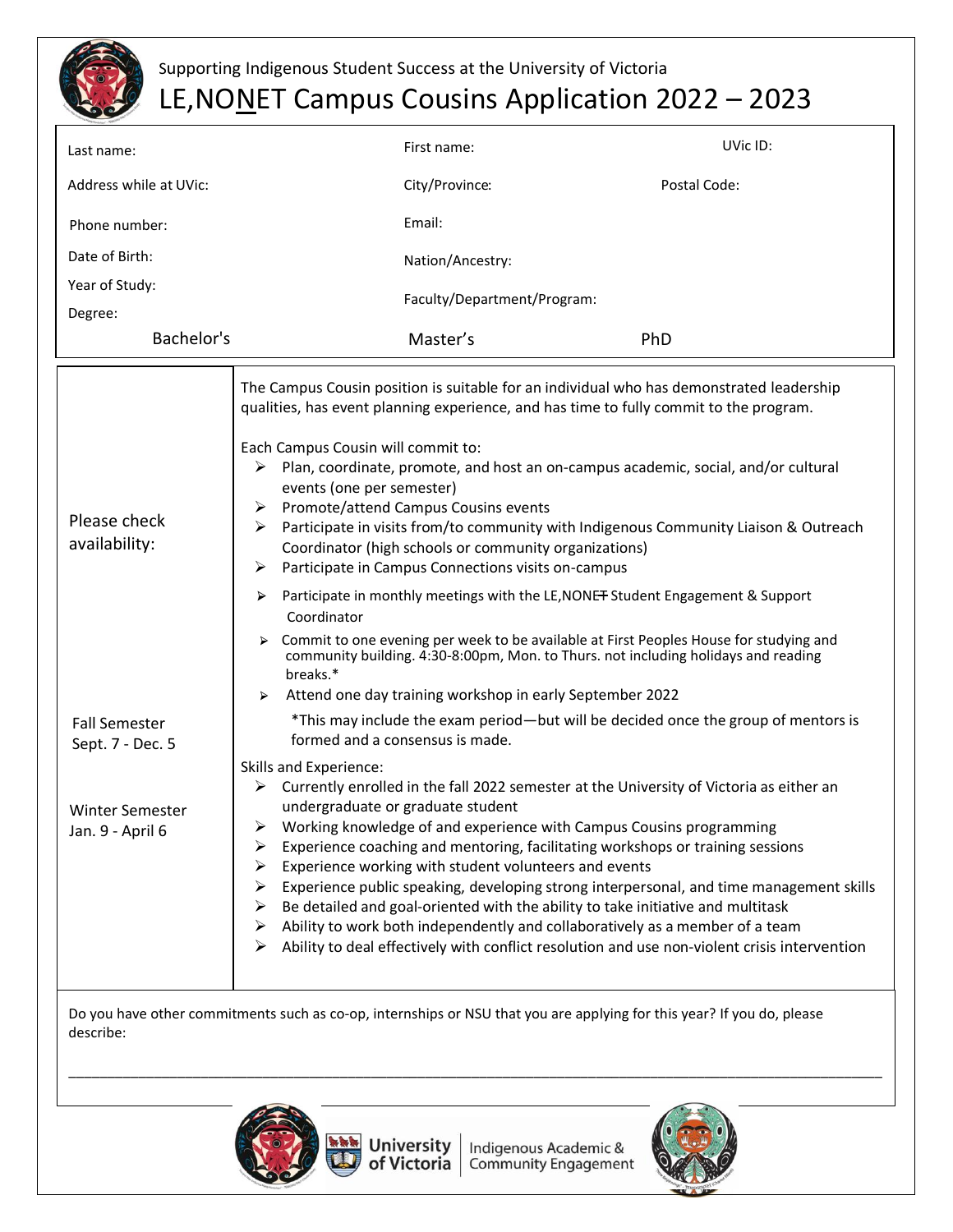Supporting Indigenous Student Success at the University of Victoria

# LE,NONET Campus Cousins Application 2022 – 2023

| | | |
|---|---|---|
| Last name: | First name: | UVic ID: |
| Address while at UVic: | City/Province: | Postal Code: |
| Phone number: | Email: | |
| Date of Birth: | Nation/Ancestry: | |
| Year of Study: | Faculty/Department/Program: | |
| Degree: | | |
| Bachelor's | Master's | PhD |

| | |
|---|---|
| Please check availability:<br><br>Fall Semester<br>Sept. 7 - Dec. 5<br><br>Winter Semester<br>Jan. 9 - April 6 | The Campus Cousin position is suitable for an individual who has demonstrated leadership qualities, has event planning experience, and has time to fully commit to the program.<br><br>Each Campus Cousin will commit to:<br>➢ Plan, coordinate, promote, and host an on-campus academic, social, and/or cultural events (one per semester)<br>➢ Promote/attend Campus Cousins events<br>➢ Participate in visits from/to community with Indigenous Community Liaison & Outreach Coordinator (high schools or community organizations)<br>➢ Participate in Campus Connections visits on-campus<br>➢ Participate in monthly meetings with the LE,NONET Student Engagement & Support Coordinator<br>➢ Commit to one evening per week to be available at First Peoples House for studying and community building. 4:30-8:00pm, Mon. to Thurs. not including holidays and reading breaks.*<br>➢ Attend one day training workshop in early September 2022<br><br>*This may include the exam period—but will be decided once the group of mentors is formed and a consensus is made.<br><br>Skills and Experience:<br>➢ Currently enrolled in the fall 2022 semester at the University of Victoria as either an undergraduate or graduate student<br>➢ Working knowledge of and experience with Campus Cousins programming<br>➢ Experience coaching and mentoring, facilitating workshops or training sessions<br>➢ Experience working with student volunteers and events<br>➢ Experience public speaking, developing strong interpersonal, and time management skills<br>➢ Be detailed and goal-oriented with the ability to take initiative and multitask<br>➢ Ability to work both independently and collaboratively as a member of a team<br>➢ Ability to deal effectively with conflict resolution and use non-violent crisis intervention |

Do you have other commitments such as co-op, internships or NSU that you are applying for this year? If you do, please describe:

_______________________________________________________________________________________

University of Victoria | Indigenous Academic & Community Engagement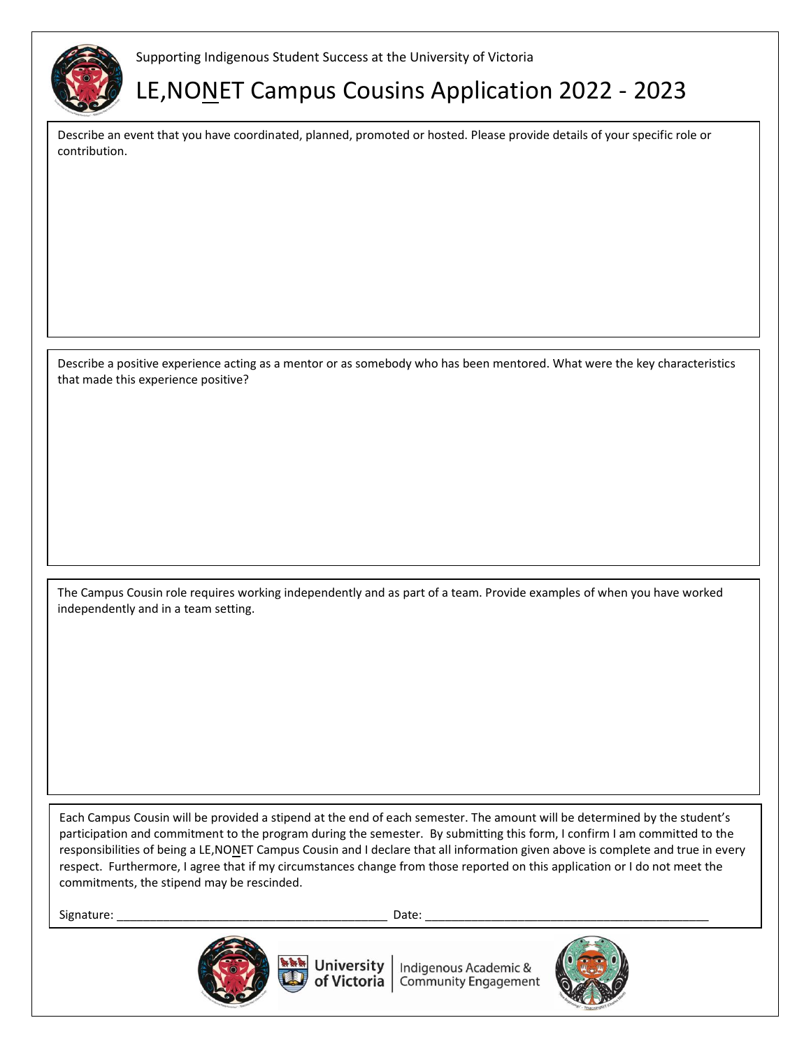Supporting Indigenous Student Success at the University of Victoria

# LE,NONET Campus Cousins Application 2022 - 2023

Describe an event that you have coordinated, planned, promoted or hosted. Please provide details of your specific role or contribution.

Describe a positive experience acting as a mentor or as somebody who has been mentored. What were the key characteristics that made this experience positive?

The Campus Cousin role requires working independently and as part of a team. Provide examples of when you have worked independently and in a team setting.

Each Campus Cousin will be provided a stipend at the end of each semester. The amount will be determined by the student's participation and commitment to the program during the semester. By submitting this form, I confirm I am committed to the responsibilities of being a LE,NONET Campus Cousin and I declare that all information given above is complete and true in every respect. Furthermore, I agree that if my circumstances change from those reported on this application or I do not meet the commitments, the stipend may be rescinded.

Signature: ___________________________________________ Date: ______________________________________________

University of Victoria | Indigenous Academic & Community Engagement